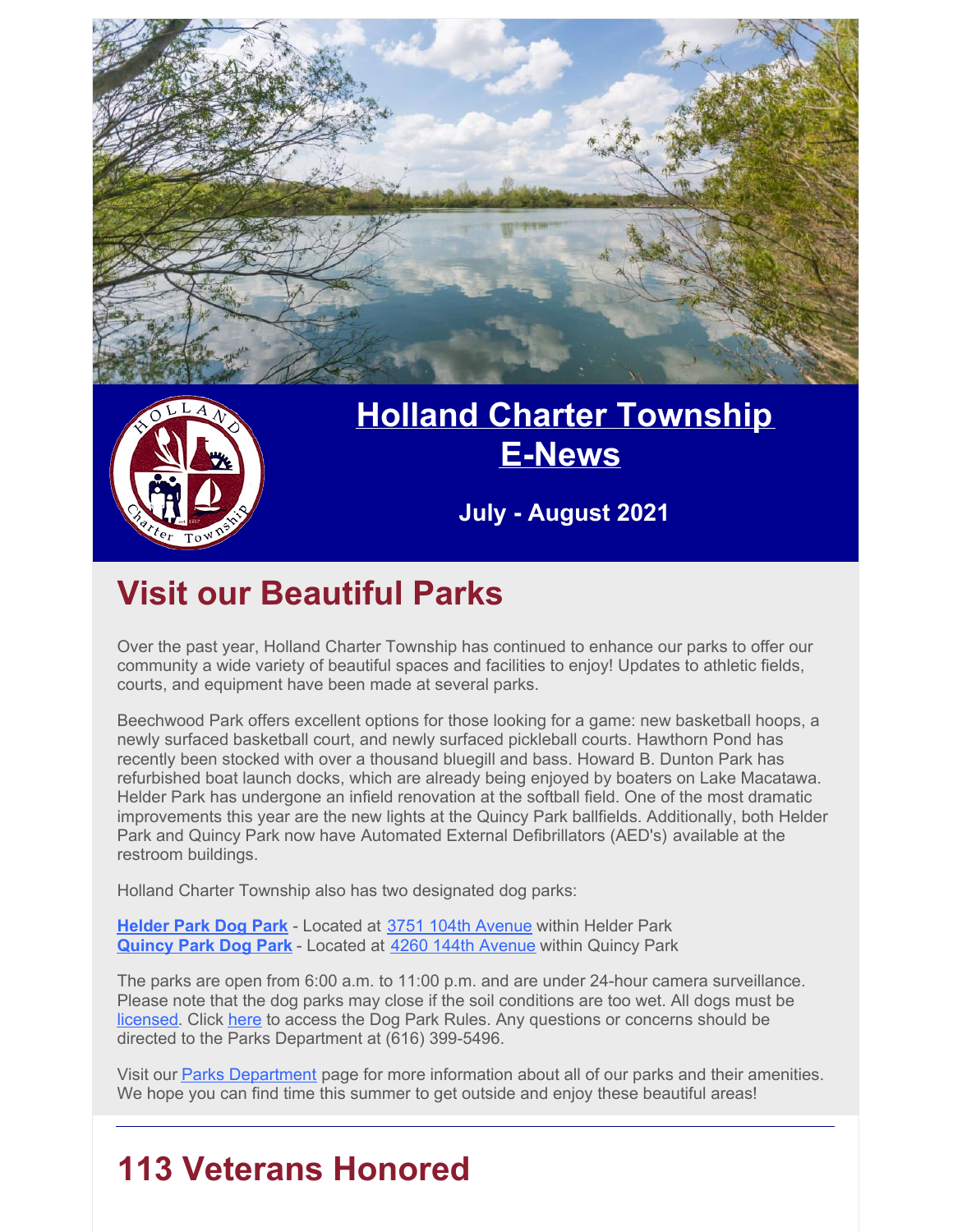# Holland Charter Township E-News

**July - August 2021**

## Visit our Beautiful Parks

Over the past year, Holland Charter Township has continued to enhance our parks to offer our community a wide variety of beautiful spaces and facilities to enjoy! Updates to athletic fields, courts, and equipment have been made at several parks.

Beechwood Park offers excellent options for those looking for a game: new basketball hoops, a newly surfaced basketball court, and newly surfaced pickleball courts. Hawthorn Pond has recently been stocked with over a thousand bluegill and bass. Howard B. Dunton Park has refurbished boat launch docks, which are already being enjoyed by boaters on Lake Macatawa. Helder Park has undergone an infield renovation at the softball field. One of the most dramatic improvements this year are the new lights at the Quincy Park ballfields. Additionally, both Helder Park and Quincy Park now have Automated External Defibrillators (AED's) available at the restroom buildings.

Holland Charter Township also has two designated dog parks:

**Helder Park Dog Park** - Located at 3751 104th Avenue within Helder Park
**Quincy Park Dog Park** - Located at 4260 144th Avenue within Quincy Park

The parks are open from 6:00 a.m. to 11:00 p.m. and are under 24-hour camera surveillance. Please note that the dog parks may close if the soil conditions are too wet. All dogs must be licensed. Click here to access the Dog Park Rules. Any questions or concerns should be directed to the Parks Department at (616) 399-5496.

Visit our Parks Department page for more information about all of our parks and their amenities. We hope you can find time this summer to get outside and enjoy these beautiful areas!

---

## 113 Veterans Honored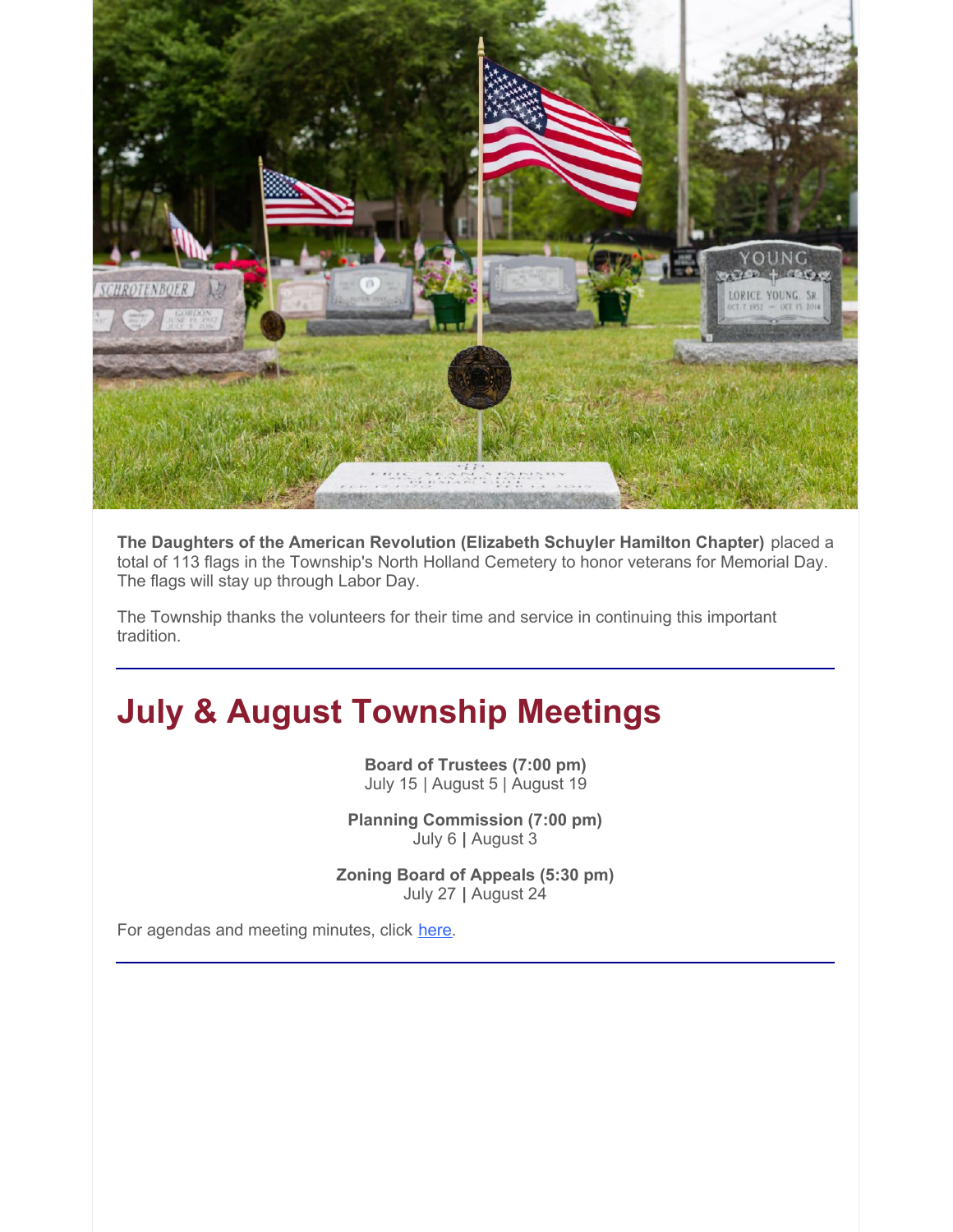**The Daughters of the American Revolution (Elizabeth Schuyler Hamilton Chapter)** placed a total of 113 flags in the Township's North Holland Cemetery to honor veterans for Memorial Day. The flags will stay up through Labor Day.

The Township thanks the volunteers for their time and service in continuing this important tradition.

---

# July & August Township Meetings

**Board of Trustees (7:00 pm)**
July 15 | August 5 | August 19

**Planning Commission (7:00 pm)**
July 6 **|** August 3

**Zoning Board of Appeals (5:30 pm)**
July 27 **|** August 24

For agendas and meeting minutes, click here.

---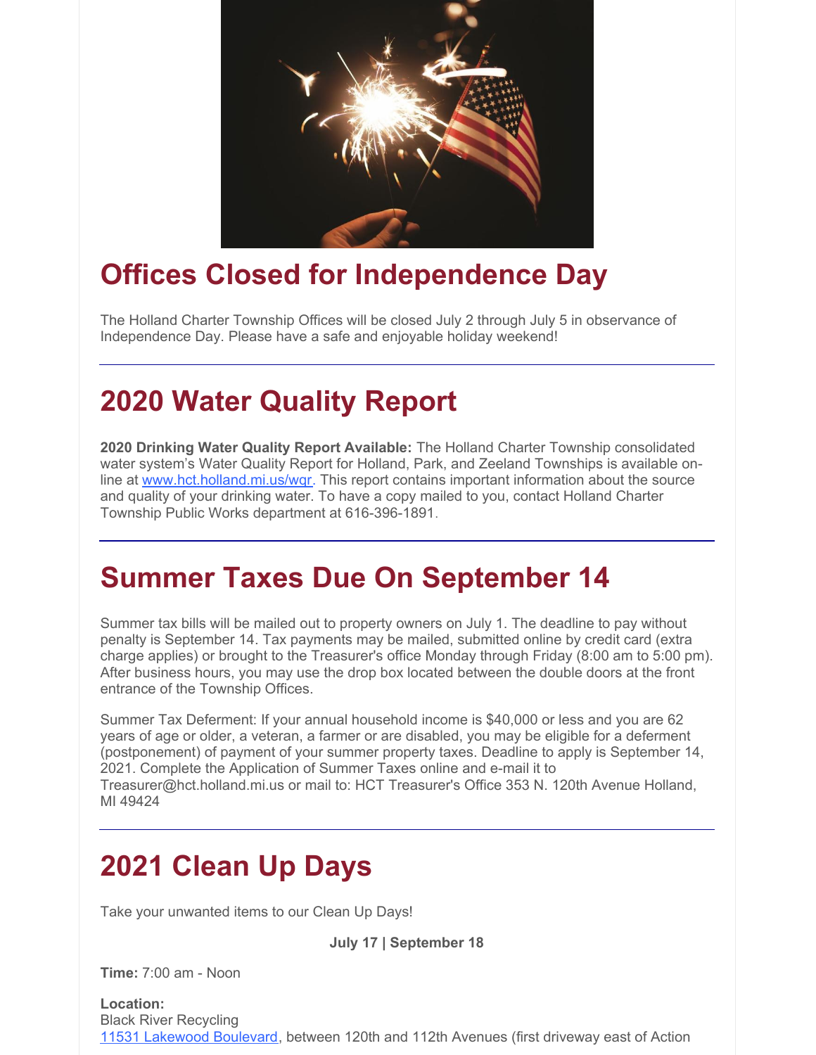# Offices Closed for Independence Day

The Holland Charter Township Offices will be closed July 2 through July 5 in observance of Independence Day. Please have a safe and enjoyable holiday weekend!

---

# 2020 Water Quality Report

**2020 Drinking Water Quality Report Available:** The Holland Charter Township consolidated water system's Water Quality Report for Holland, Park, and Zeeland Townships is available on-line at [www.hct.holland.mi.us/wqr](www.hct.holland.mi.us/wqr). This report contains important information about the source and quality of your drinking water. To have a copy mailed to you, contact Holland Charter Township Public Works department at 616-396-1891.

---

# Summer Taxes Due On September 14

Summer tax bills will be mailed out to property owners on July 1. The deadline to pay without penalty is September 14. Tax payments may be mailed, submitted online by credit card (extra charge applies) or brought to the Treasurer's office Monday through Friday (8:00 am to 5:00 pm). After business hours, you may use the drop box located between the double doors at the front entrance of the Township Offices.

Summer Tax Deferment: If your annual household income is $40,000 or less and you are 62 years of age or older, a veteran, a farmer or are disabled, you may be eligible for a deferment (postponement) of payment of your summer property taxes. Deadline to apply is September 14, 2021. Complete the Application of Summer Taxes online and e-mail it to Treasurer@hct.holland.mi.us or mail to: HCT Treasurer's Office 353 N. 120th Avenue Holland, MI 49424

---

# 2021 Clean Up Days

Take your unwanted items to our Clean Up Days!

**July 17 | September 18**

**Time:** 7:00 am - Noon

**Location:**
Black River Recycling
[11531 Lakewood Boulevard](11531 Lakewood Boulevard), between 120th and 112th Avenues (first driveway east of Action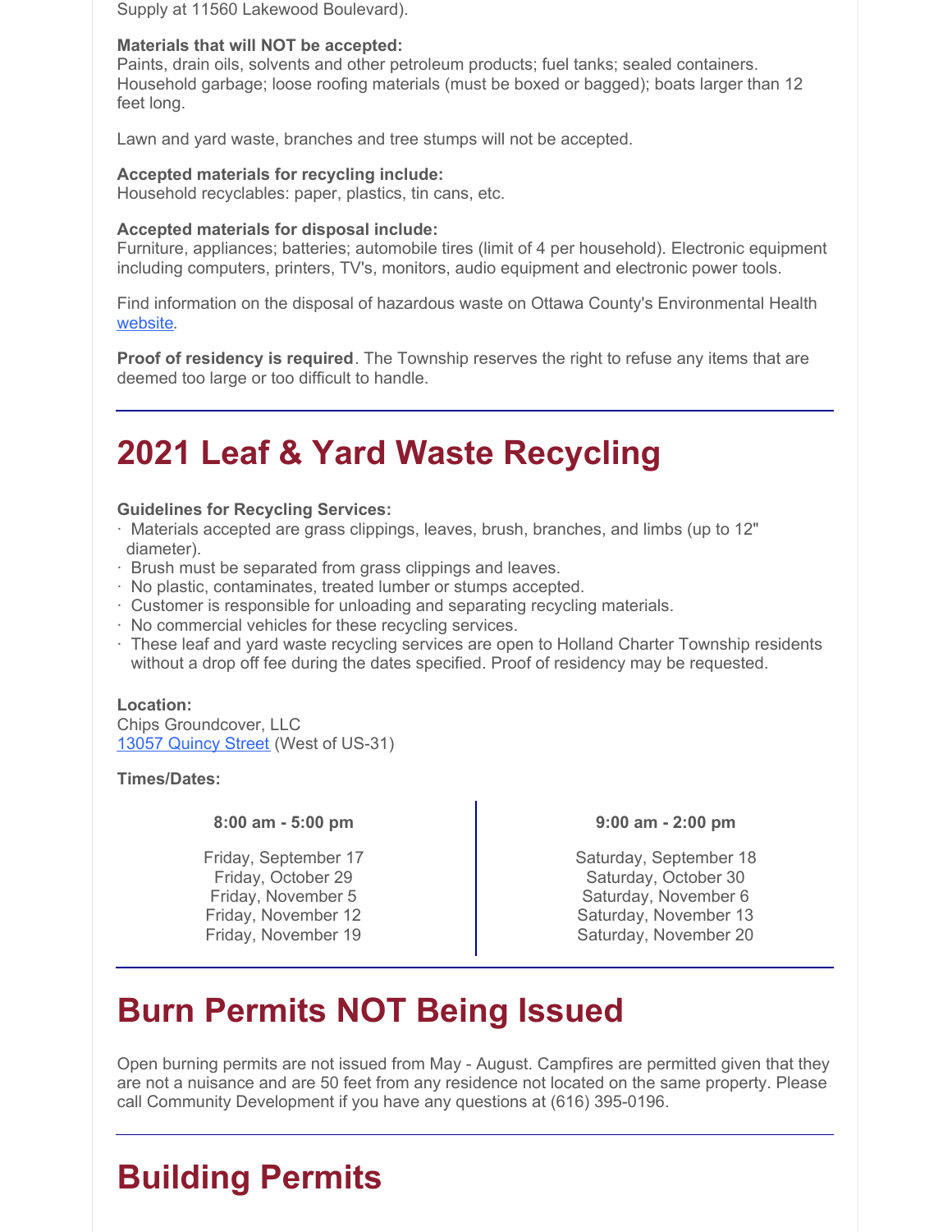Supply at 11560 Lakewood Boulevard).

**Materials that will NOT be accepted:**
Paints, drain oils, solvents and other petroleum products; fuel tanks; sealed containers. Household garbage; loose roofing materials (must be boxed or bagged); boats larger than 12 feet long.

Lawn and yard waste, branches and tree stumps will not be accepted.

**Accepted materials for recycling include:**
Household recyclables: paper, plastics, tin cans, etc.

**Accepted materials for disposal include:**
Furniture, appliances; batteries; automobile tires (limit of 4 per household). Electronic equipment including computers, printers, TV's, monitors, audio equipment and electronic power tools.

Find information on the disposal of hazardous waste on Ottawa County's Environmental Health website.

**Proof of residency is required**. The Township reserves the right to refuse any items that are deemed too large or too difficult to handle.

# 2021 Leaf & Yard Waste Recycling

**Guidelines for Recycling Services:**

- Materials accepted are grass clippings, leaves, brush, branches, and limbs (up to 12" diameter).
- Brush must be separated from grass clippings and leaves.
- No plastic, contaminates, treated lumber or stumps accepted.
- Customer is responsible for unloading and separating recycling materials.
- No commercial vehicles for these recycling services.
- These leaf and yard waste recycling services are open to Holland Charter Township residents without a drop off fee during the dates specified. Proof of residency may be requested.

**Location:**
Chips Groundcover, LLC
13057 Quincy Street (West of US-31)

**Times/Dates:**

| 8:00 am - 5:00 pm | 9:00 am - 2:00 pm |
|---|---|
| Friday, September 17 | Saturday, September 18 |
| Friday, October 29 | Saturday, October 30 |
| Friday, November 5 | Saturday, November 6 |
| Friday, November 12 | Saturday, November 13 |
| Friday, November 19 | Saturday, November 20 |

# Burn Permits NOT Being Issued

Open burning permits are not issued from May - August. Campfires are permitted given that they are not a nuisance and are 50 feet from any residence not located on the same property. Please call Community Development if you have any questions at (616) 395-0196.

# Building Permits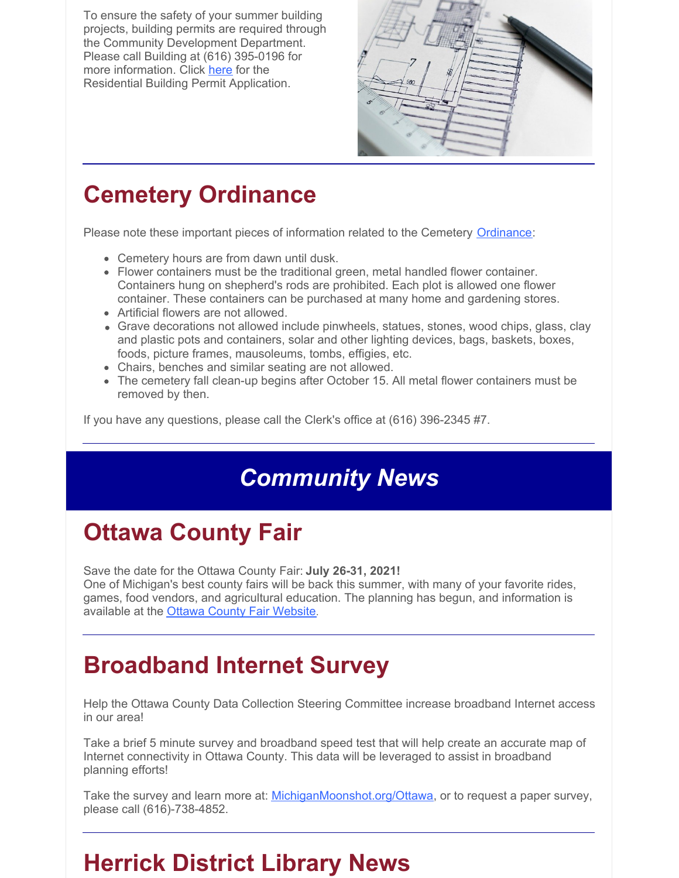To ensure the safety of your summer building projects, building permits are required through the Community Development Department. Please call Building at (616) 395-0196 for more information. Click here for the Residential Building Permit Application.

# Cemetery Ordinance

Please note these important pieces of information related to the Cemetery Ordinance:

- Cemetery hours are from dawn until dusk.
- Flower containers must be the traditional green, metal handled flower container. Containers hung on shepherd's rods are prohibited. Each plot is allowed one flower container. These containers can be purchased at many home and gardening stores.
- Artificial flowers are not allowed.
- Grave decorations not allowed include pinwheels, statues, stones, wood chips, glass, clay and plastic pots and containers, solar and other lighting devices, bags, baskets, boxes, foods, picture frames, mausoleums, tombs, effigies, etc.
- Chairs, benches and similar seating are not allowed.
- The cemetery fall clean-up begins after October 15. All metal flower containers must be removed by then.

If you have any questions, please call the Clerk's office at (616) 396-2345 #7.

# *Community News*

# Ottawa County Fair

Save the date for the Ottawa County Fair: **July 26-31, 2021!**
One of Michigan's best county fairs will be back this summer, with many of your favorite rides, games, food vendors, and agricultural education. The planning has begun, and information is available at the Ottawa County Fair Website.

# Broadband Internet Survey

Help the Ottawa County Data Collection Steering Committee increase broadband Internet access in our area!

Take a brief 5 minute survey and broadband speed test that will help create an accurate map of Internet connectivity in Ottawa County. This data will be leveraged to assist in broadband planning efforts!

Take the survey and learn more at: MichiganMoonshot.org/Ottawa, or to request a paper survey, please call (616)-738-4852.

# Herrick District Library News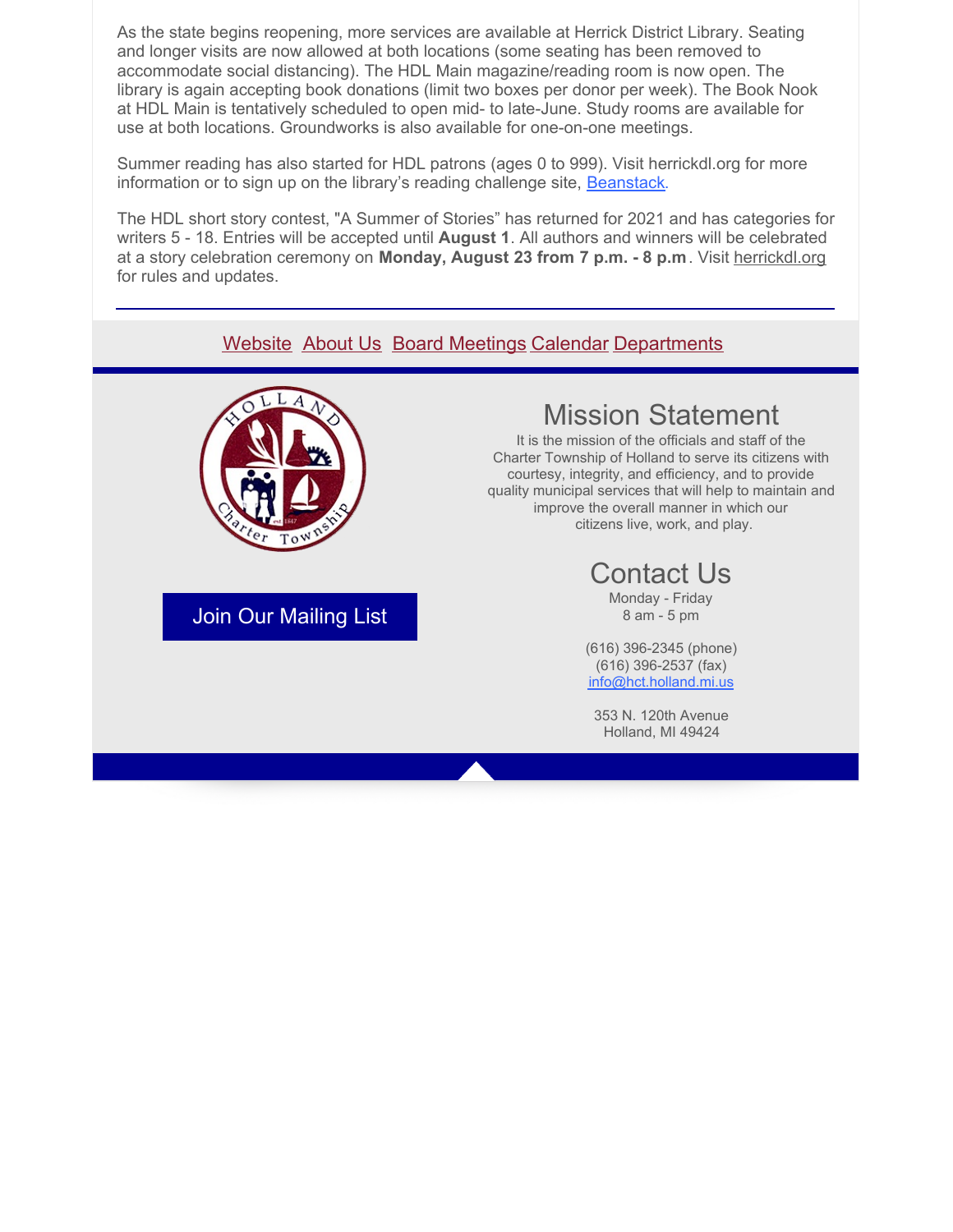As the state begins reopening, more services are available at Herrick District Library. Seating and longer visits are now allowed at both locations (some seating has been removed to accommodate social distancing). The HDL Main magazine/reading room is now open. The library is again accepting book donations (limit two boxes per donor per week). The Book Nook at HDL Main is tentatively scheduled to open mid- to late-June. Study rooms are available for use at both locations. Groundworks is also available for one-on-one meetings.

Summer reading has also started for HDL patrons (ages 0 to 999). Visit herrickdl.org for more information or to sign up on the library's reading challenge site, Beanstack.

The HDL short story contest, "A Summer of Stories" has returned for 2021 and has categories for writers 5 - 18. Entries will be accepted until **August 1**. All authors and winners will be celebrated at a story celebration ceremony on **Monday, August 23 from 7 p.m. - 8 p.m**. Visit herrickdl.org for rules and updates.

---

Website About Us Board Meetings Calendar Departments

Join Our Mailing List

## Mission Statement

It is the mission of the officials and staff of the Charter Township of Holland to serve its citizens with courtesy, integrity, and efficiency, and to provide quality municipal services that will help to maintain and improve the overall manner in which our citizens live, work, and play.

## Contact Us

Monday - Friday
8 am - 5 pm

(616) 396-2345 (phone)
(616) 396-2537 (fax)
info@hct.holland.mi.us

353 N. 120th Avenue
Holland, MI 49424